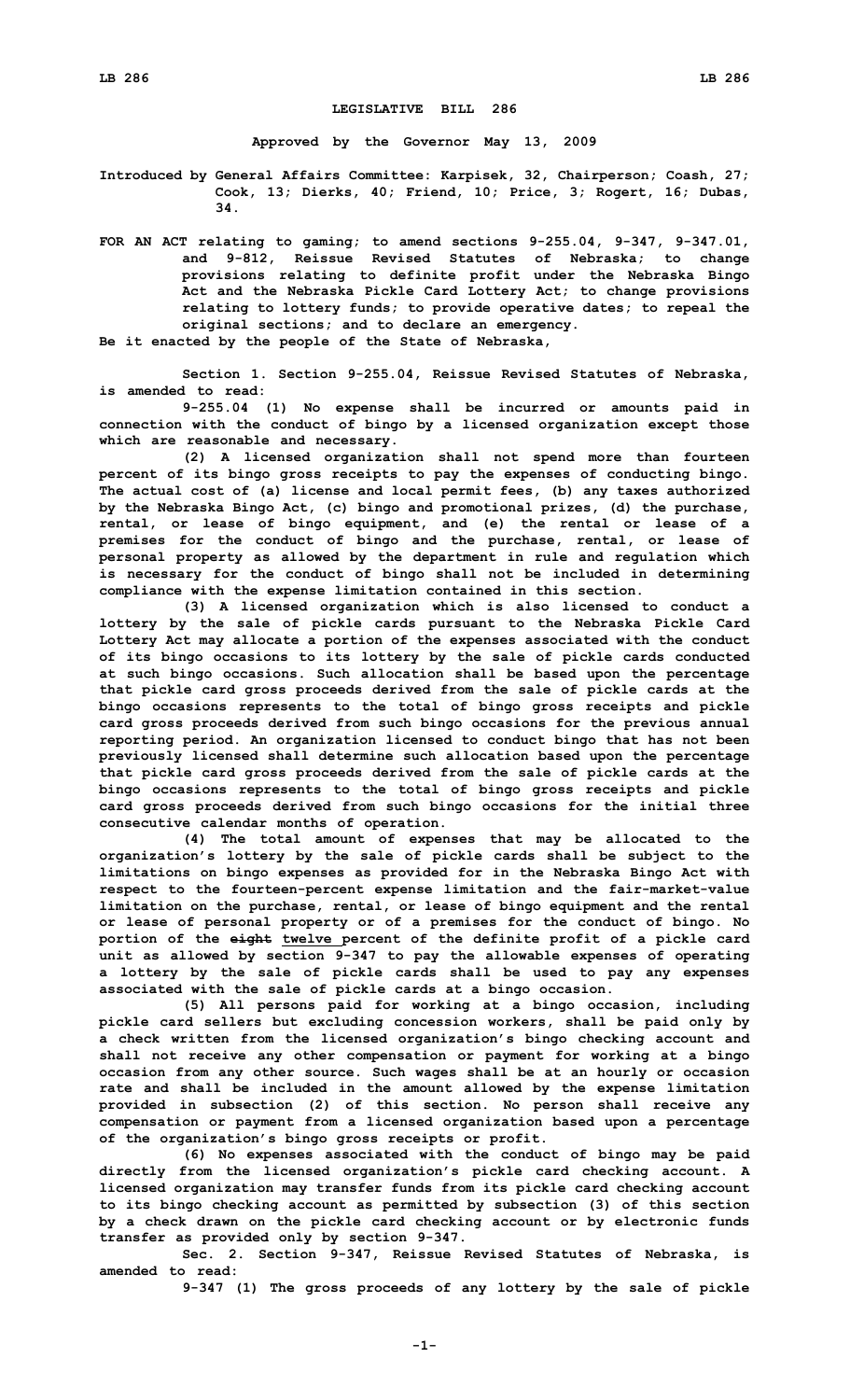# LEGISLATIVE BILL 286

**Approved by the Governor May 13, 2009**

**Introduced by General Affairs Committee: Karpisek, 32, Chairperson; Coash, 27; Cook, 13; Dierks, 40; Friend, 10; Price, 3; Rogert, 16; Dubas, 34.**

**FOR AN ACT relating to gaming; to amend sections 9-255.04, 9-347, 9-347.01, and 9-812, Reissue Revised Statutes of Nebraska; to change provisions relating to definite profit under the Nebraska Bingo Act and the Nebraska Pickle Card Lottery Act; to change provisions relating to lottery funds; to provide operative dates; to repeal the original sections; and to declare an emergency.**

**Be it enacted by the people of the State of Nebraska,**

**Section 1. Section 9-255.04, Reissue Revised Statutes of Nebraska, is amended to read:**

**9-255.04 (1) No expense shall be incurred or amounts paid in connection with the conduct of bingo by a licensed organization except those which are reasonable and necessary.**

**(2) A licensed organization shall not spend more than fourteen percent of its bingo gross receipts to pay the expenses of conducting bingo. The actual cost of (a) license and local permit fees, (b) any taxes authorized by the Nebraska Bingo Act, (c) bingo and promotional prizes, (d) the purchase, rental, or lease of bingo equipment, and (e) the rental or lease of a premises for the conduct of bingo and the purchase, rental, or lease of personal property as allowed by the department in rule and regulation which is necessary for the conduct of bingo shall not be included in determining compliance with the expense limitation contained in this section.**

**(3) A licensed organization which is also licensed to conduct a lottery by the sale of pickle cards pursuant to the Nebraska Pickle Card Lottery Act may allocate a portion of the expenses associated with the conduct of its bingo occasions to its lottery by the sale of pickle cards conducted at such bingo occasions. Such allocation shall be based upon the percentage that pickle card gross proceeds derived from the sale of pickle cards at the bingo occasions represents to the total of bingo gross receipts and pickle card gross proceeds derived from such bingo occasions for the previous annual reporting period. An organization licensed to conduct bingo that has not been previously licensed shall determine such allocation based upon the percentage that pickle card gross proceeds derived from the sale of pickle cards at the bingo occasions represents to the total of bingo gross receipts and pickle card gross proceeds derived from such bingo occasions for the initial three consecutive calendar months of operation.**

**(4) The total amount of expenses that may be allocated to the organization's lottery by the sale of pickle cards shall be subject to the limitations on bingo expenses as provided for in the Nebraska Bingo Act with respect to the fourteen-percent expense limitation and the fair-market-value limitation on the purchase, rental, or lease of bingo equipment and the rental or lease of personal property or of a premises for the conduct of bingo. No portion of the ~~eight~~ twelve percent of the definite profit of a pickle card unit as allowed by section 9-347 to pay the allowable expenses of operating a lottery by the sale of pickle cards shall be used to pay any expenses associated with the sale of pickle cards at a bingo occasion.**

**(5) All persons paid for working at a bingo occasion, including pickle card sellers but excluding concession workers, shall be paid only by a check written from the licensed organization's bingo checking account and shall not receive any other compensation or payment for working at a bingo occasion from any other source. Such wages shall be at an hourly or occasion rate and shall be included in the amount allowed by the expense limitation provided in subsection (2) of this section. No person shall receive any compensation or payment from a licensed organization based upon a percentage of the organization's bingo gross receipts or profit.**

**(6) No expenses associated with the conduct of bingo may be paid directly from the licensed organization's pickle card checking account. A licensed organization may transfer funds from its pickle card checking account to its bingo checking account as permitted by subsection (3) of this section by a check drawn on the pickle card checking account or by electronic funds transfer as provided only by section 9-347.**

**Sec. 2. Section 9-347, Reissue Revised Statutes of Nebraska, is amended to read:**

**9-347 (1) The gross proceeds of any lottery by the sale of pickle**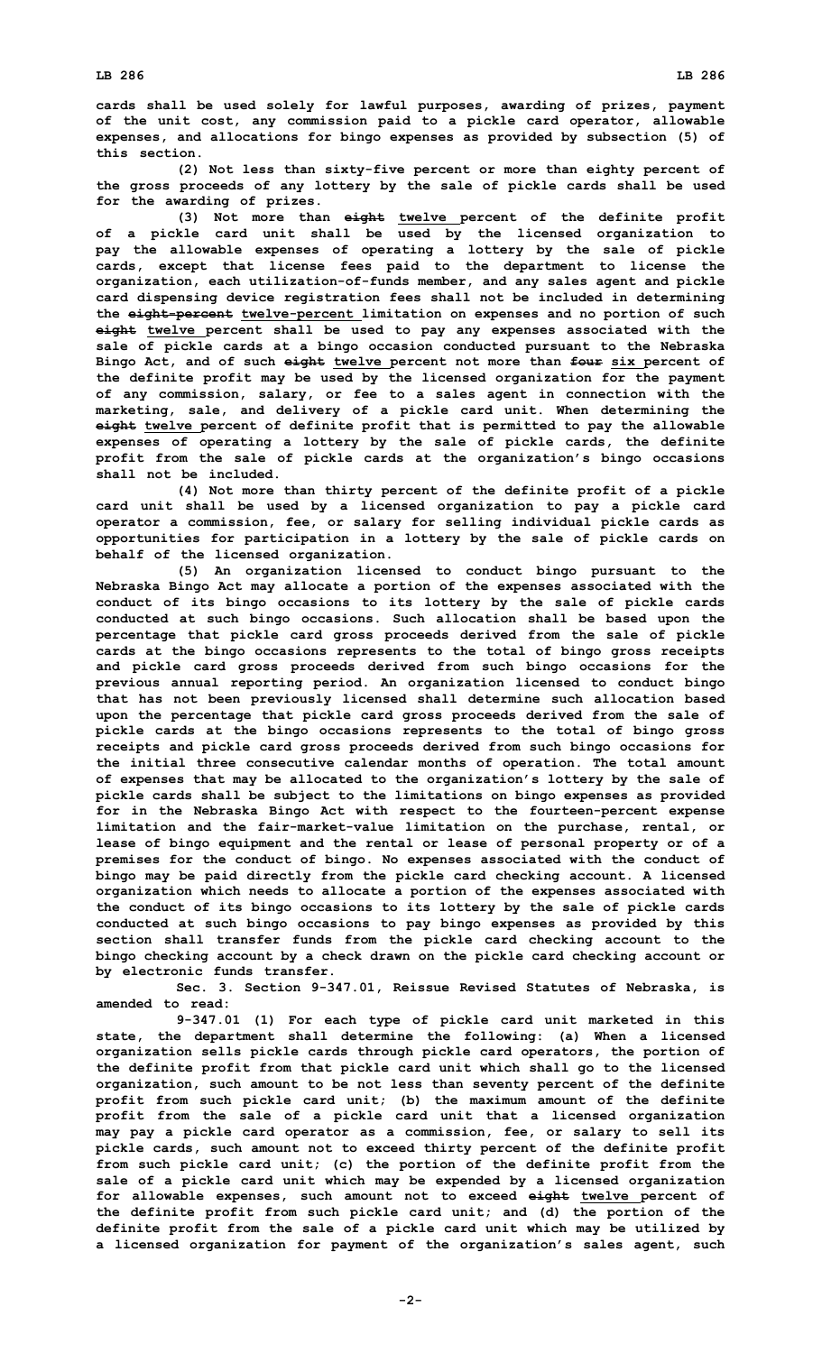cards shall be used solely for lawful purposes, awarding of prizes, payment of the unit cost, any commission paid to a pickle card operator, allowable expenses, and allocations for bingo expenses as provided by subsection (5) of this section.

(2) Not less than sixty-five percent or more than eighty percent of the gross proceeds of any lottery by the sale of pickle cards shall be used for the awarding of prizes.

(3) Not more than ~~eight~~ twelve percent of the definite profit of a pickle card unit shall be used by the licensed organization to pay the allowable expenses of operating a lottery by the sale of pickle cards, except that license fees paid to the department to license the organization, each utilization-of-funds member, and any sales agent and pickle card dispensing device registration fees shall not be included in determining the ~~eight-percent~~ twelve-percent limitation on expenses and no portion of such ~~eight~~ twelve percent shall be used to pay any expenses associated with the sale of pickle cards at a bingo occasion conducted pursuant to the Nebraska Bingo Act, and of such ~~eight~~ twelve percent not more than ~~four~~ six percent of the definite profit may be used by the licensed organization for the payment of any commission, salary, or fee to a sales agent in connection with the marketing, sale, and delivery of a pickle card unit. When determining the ~~eight~~ twelve percent of definite profit that is permitted to pay the allowable expenses of operating a lottery by the sale of pickle cards, the definite profit from the sale of pickle cards at the organization's bingo occasions shall not be included.

(4) Not more than thirty percent of the definite profit of a pickle card unit shall be used by a licensed organization to pay a pickle card operator a commission, fee, or salary for selling individual pickle cards as opportunities for participation in a lottery by the sale of pickle cards on behalf of the licensed organization.

(5) An organization licensed to conduct bingo pursuant to the Nebraska Bingo Act may allocate a portion of the expenses associated with the conduct of its bingo occasions to its lottery by the sale of pickle cards conducted at such bingo occasions. Such allocation shall be based upon the percentage that pickle card gross proceeds derived from the sale of pickle cards at the bingo occasions represents to the total of bingo gross receipts and pickle card gross proceeds derived from such bingo occasions for the previous annual reporting period. An organization licensed to conduct bingo that has not been previously licensed shall determine such allocation based upon the percentage that pickle card gross proceeds derived from the sale of pickle cards at the bingo occasions represents to the total of bingo gross receipts and pickle card gross proceeds derived from such bingo occasions for the initial three consecutive calendar months of operation. The total amount of expenses that may be allocated to the organization's lottery by the sale of pickle cards shall be subject to the limitations on bingo expenses as provided for in the Nebraska Bingo Act with respect to the fourteen-percent expense limitation and the fair-market-value limitation on the purchase, rental, or lease of bingo equipment and the rental or lease of personal property or of a premises for the conduct of bingo. No expenses associated with the conduct of bingo may be paid directly from the pickle card checking account. A licensed organization which needs to allocate a portion of the expenses associated with the conduct of its bingo occasions to its lottery by the sale of pickle cards conducted at such bingo occasions to pay bingo expenses as provided by this section shall transfer funds from the pickle card checking account to the bingo checking account by a check drawn on the pickle card checking account or by electronic funds transfer.

Sec. 3. Section 9-347.01, Reissue Revised Statutes of Nebraska, is amended to read:

9-347.01 (1) For each type of pickle card unit marketed in this state, the department shall determine the following: (a) When a licensed organization sells pickle cards through pickle card operators, the portion of the definite profit from that pickle card unit which shall go to the licensed organization, such amount to be not less than seventy percent of the definite profit from such pickle card unit; (b) the maximum amount of the definite profit from the sale of a pickle card unit that a licensed organization may pay a pickle card operator as a commission, fee, or salary to sell its pickle cards, such amount not to exceed thirty percent of the definite profit from such pickle card unit; (c) the portion of the definite profit from the sale of a pickle card unit which may be expended by a licensed organization for allowable expenses, such amount not to exceed ~~eight~~ twelve percent of the definite profit from such pickle card unit; and (d) the portion of the definite profit from the sale of a pickle card unit which may be utilized by a licensed organization for payment of the organization's sales agent, such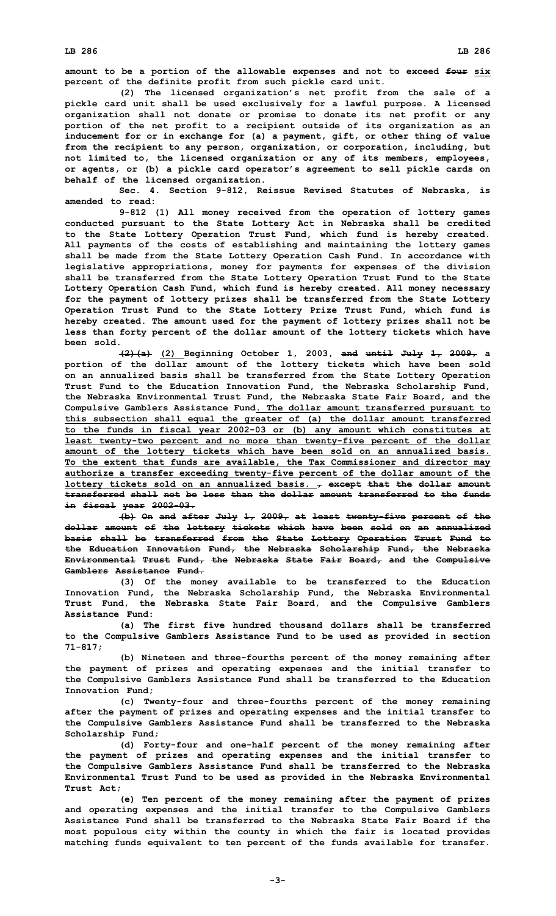amount to be a portion of the allowable expenses and not to exceed ~~four~~ six percent of the definite profit from such pickle card unit.

(2) The licensed organization's net profit from the sale of a pickle card unit shall be used exclusively for a lawful purpose. A licensed organization shall not donate or promise to donate its net profit or any portion of the net profit to a recipient outside of its organization as an inducement for or in exchange for (a) a payment, gift, or other thing of value from the recipient to any person, organization, or corporation, including, but not limited to, the licensed organization or any of its members, employees, or agents, or (b) a pickle card operator's agreement to sell pickle cards on behalf of the licensed organization.

Sec. 4. Section 9-812, Reissue Revised Statutes of Nebraska, is amended to read:

9-812 (1) All money received from the operation of lottery games conducted pursuant to the State Lottery Act in Nebraska shall be credited to the State Lottery Operation Trust Fund, which fund is hereby created. All payments of the costs of establishing and maintaining the lottery games shall be made from the State Lottery Operation Cash Fund. In accordance with legislative appropriations, money for payments for expenses of the division shall be transferred from the State Lottery Operation Trust Fund to the State Lottery Operation Cash Fund, which fund is hereby created. All money necessary for the payment of lottery prizes shall be transferred from the State Lottery Operation Trust Fund to the State Lottery Prize Trust Fund, which fund is hereby created. The amount used for the payment of lottery prizes shall not be less than forty percent of the dollar amount of the lottery tickets which have been sold.

~~(2)(a)~~ (2) Beginning October 1, 2003, ~~and until July 1, 2009,~~ a portion of the dollar amount of the lottery tickets which have been sold on an annualized basis shall be transferred from the State Lottery Operation Trust Fund to the Education Innovation Fund, the Nebraska Scholarship Fund, the Nebraska Environmental Trust Fund, the Nebraska State Fair Board, and the Compulsive Gamblers Assistance Fund. The dollar amount transferred pursuant to this subsection shall equal the greater of (a) the dollar amount transferred to the funds in fiscal year 2002-03 or (b) any amount which constitutes at least twenty-two percent and no more than twenty-five percent of the dollar amount of the lottery tickets which have been sold on an annualized basis. To the extent that funds are available, the Tax Commissioner and director may authorize a transfer exceeding twenty-five percent of the dollar amount of the lottery tickets sold on an annualized basis. ~~, except that the dollar amount transferred shall not be less than the dollar amount transferred to the funds in fiscal year 2002-03.~~

~~(b) On and after July 1, 2009, at least twenty-five percent of the dollar amount of the lottery tickets which have been sold on an annualized basis shall be transferred from the State Lottery Operation Trust Fund to the Education Innovation Fund, the Nebraska Scholarship Fund, the Nebraska Environmental Trust Fund, the Nebraska State Fair Board, and the Compulsive Gamblers Assistance Fund.~~

(3) Of the money available to be transferred to the Education Innovation Fund, the Nebraska Scholarship Fund, the Nebraska Environmental Trust Fund, the Nebraska State Fair Board, and the Compulsive Gamblers Assistance Fund:

(a) The first five hundred thousand dollars shall be transferred to the Compulsive Gamblers Assistance Fund to be used as provided in section 71-817;

(b) Nineteen and three-fourths percent of the money remaining after the payment of prizes and operating expenses and the initial transfer to the Compulsive Gamblers Assistance Fund shall be transferred to the Education Innovation Fund;

(c) Twenty-four and three-fourths percent of the money remaining after the payment of prizes and operating expenses and the initial transfer to the Compulsive Gamblers Assistance Fund shall be transferred to the Nebraska Scholarship Fund;

(d) Forty-four and one-half percent of the money remaining after the payment of prizes and operating expenses and the initial transfer to the Compulsive Gamblers Assistance Fund shall be transferred to the Nebraska Environmental Trust Fund to be used as provided in the Nebraska Environmental Trust Act;

(e) Ten percent of the money remaining after the payment of prizes and operating expenses and the initial transfer to the Compulsive Gamblers Assistance Fund shall be transferred to the Nebraska State Fair Board if the most populous city within the county in which the fair is located provides matching funds equivalent to ten percent of the funds available for transfer.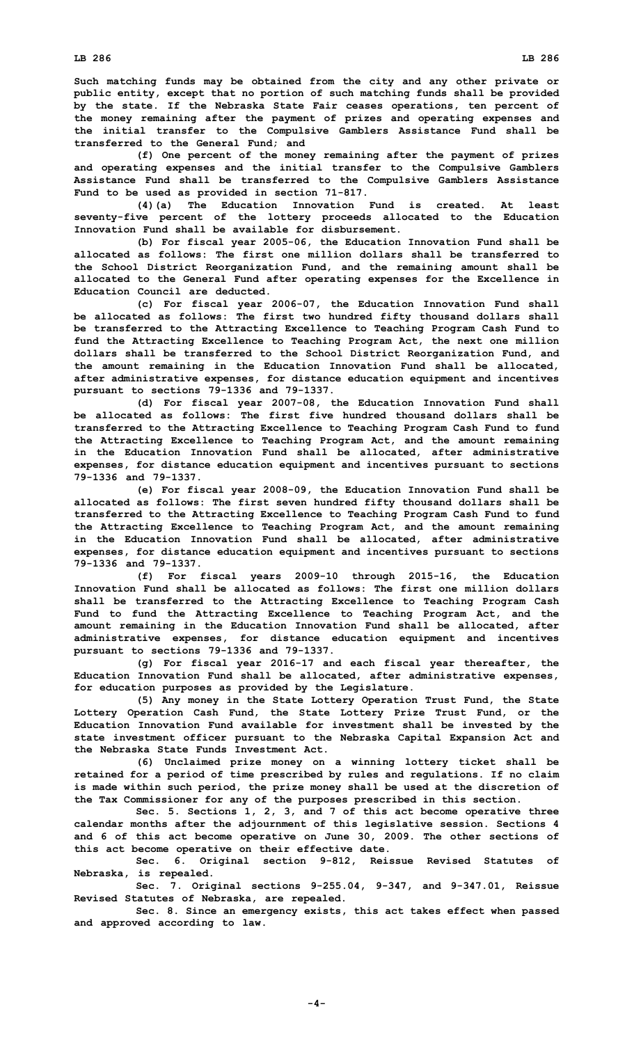Such matching funds may be obtained from the city and any other private or public entity, except that no portion of such matching funds shall be provided by the state. If the Nebraska State Fair ceases operations, ten percent of the money remaining after the payment of prizes and operating expenses and the initial transfer to the Compulsive Gamblers Assistance Fund shall be transferred to the General Fund; and

(f) One percent of the money remaining after the payment of prizes and operating expenses and the initial transfer to the Compulsive Gamblers Assistance Fund shall be transferred to the Compulsive Gamblers Assistance Fund to be used as provided in section 71-817.

(4)(a) The Education Innovation Fund is created. At least seventy-five percent of the lottery proceeds allocated to the Education Innovation Fund shall be available for disbursement.

(b) For fiscal year 2005-06, the Education Innovation Fund shall be allocated as follows: The first one million dollars shall be transferred to the School District Reorganization Fund, and the remaining amount shall be allocated to the General Fund after operating expenses for the Excellence in Education Council are deducted.

(c) For fiscal year 2006-07, the Education Innovation Fund shall be allocated as follows: The first two hundred fifty thousand dollars shall be transferred to the Attracting Excellence to Teaching Program Cash Fund to fund the Attracting Excellence to Teaching Program Act, the next one million dollars shall be transferred to the School District Reorganization Fund, and the amount remaining in the Education Innovation Fund shall be allocated, after administrative expenses, for distance education equipment and incentives pursuant to sections 79-1336 and 79-1337.

(d) For fiscal year 2007-08, the Education Innovation Fund shall be allocated as follows: The first five hundred thousand dollars shall be transferred to the Attracting Excellence to Teaching Program Cash Fund to fund the Attracting Excellence to Teaching Program Act, and the amount remaining in the Education Innovation Fund shall be allocated, after administrative expenses, for distance education equipment and incentives pursuant to sections 79-1336 and 79-1337.

(e) For fiscal year 2008-09, the Education Innovation Fund shall be allocated as follows: The first seven hundred fifty thousand dollars shall be transferred to the Attracting Excellence to Teaching Program Cash Fund to fund the Attracting Excellence to Teaching Program Act, and the amount remaining in the Education Innovation Fund shall be allocated, after administrative expenses, for distance education equipment and incentives pursuant to sections 79-1336 and 79-1337.

(f) For fiscal years 2009-10 through 2015-16, the Education Innovation Fund shall be allocated as follows: The first one million dollars shall be transferred to the Attracting Excellence to Teaching Program Cash Fund to fund the Attracting Excellence to Teaching Program Act, and the amount remaining in the Education Innovation Fund shall be allocated, after administrative expenses, for distance education equipment and incentives pursuant to sections 79-1336 and 79-1337.

(g) For fiscal year 2016-17 and each fiscal year thereafter, the Education Innovation Fund shall be allocated, after administrative expenses, for education purposes as provided by the Legislature.

(5) Any money in the State Lottery Operation Trust Fund, the State Lottery Operation Cash Fund, the State Lottery Prize Trust Fund, or the Education Innovation Fund available for investment shall be invested by the state investment officer pursuant to the Nebraska Capital Expansion Act and the Nebraska State Funds Investment Act.

(6) Unclaimed prize money on a winning lottery ticket shall be retained for a period of time prescribed by rules and regulations. If no claim is made within such period, the prize money shall be used at the discretion of the Tax Commissioner for any of the purposes prescribed in this section.

Sec. 5. Sections 1, 2, 3, and 7 of this act become operative three calendar months after the adjournment of this legislative session. Sections 4 and 6 of this act become operative on June 30, 2009. The other sections of this act become operative on their effective date.

Sec. 6. Original section 9-812, Reissue Revised Statutes of Nebraska, is repealed.

Sec. 7. Original sections 9-255.04, 9-347, and 9-347.01, Reissue Revised Statutes of Nebraska, are repealed.

Sec. 8. Since an emergency exists, this act takes effect when passed and approved according to law.